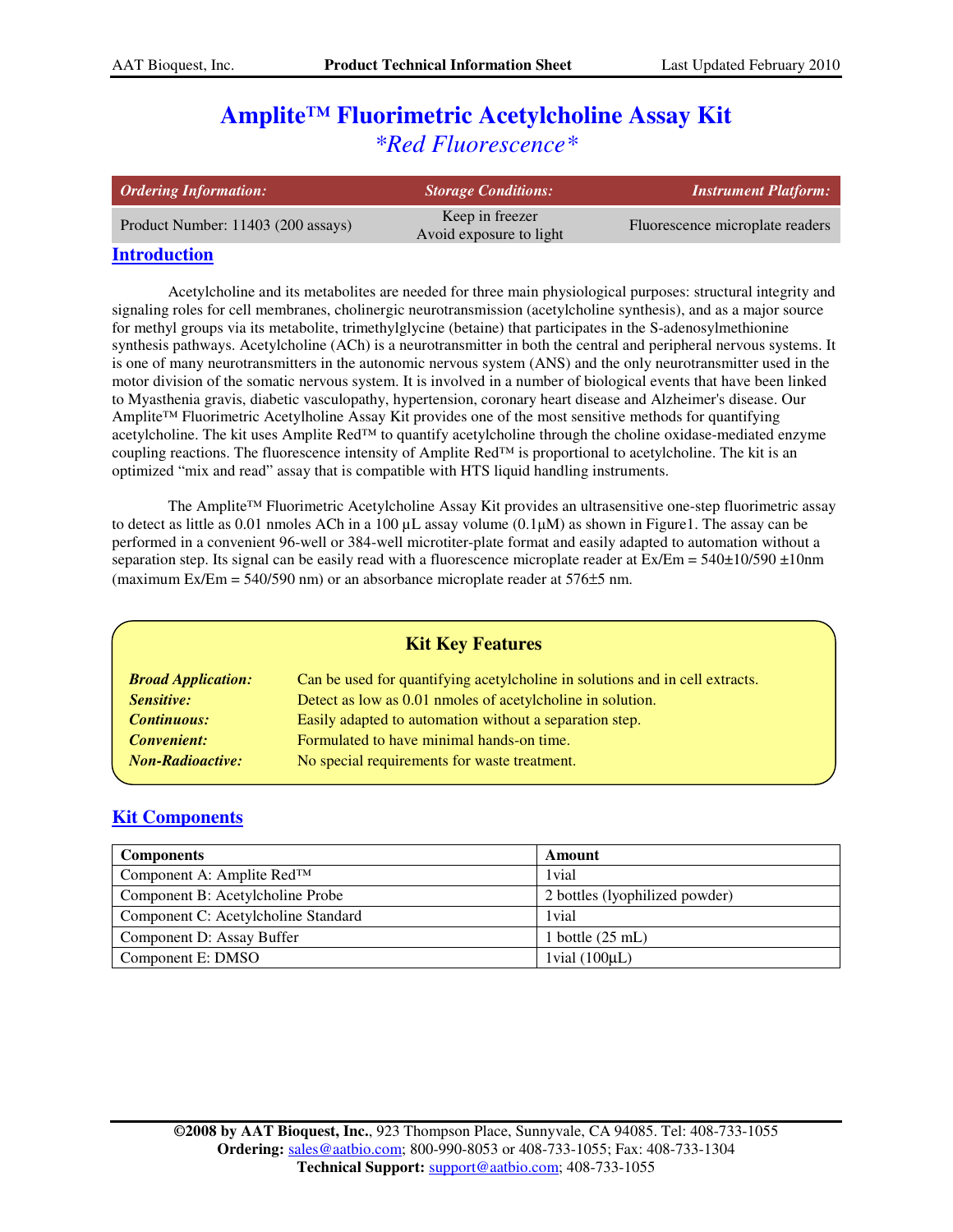# Amplite™ Fluorimetric Acetylcholine Assay Kit

## *\*Red Fluorescence\**

| *Ordering Information:* | *Storage Conditions:* | *Instrument Platform:* |
|---|---|---|
| Product Number: 11403 (200 assays) | Keep in freezer<br>Avoid exposure to light | Fluorescence microplate readers |

## Introduction

Acetylcholine and its metabolites are needed for three main physiological purposes: structural integrity and signaling roles for cell membranes, cholinergic neurotransmission (acetylcholine synthesis), and as a major source for methyl groups via its metabolite, trimethylglycine (betaine) that participates in the S-adenosylmethionine synthesis pathways. Acetylcholine (ACh) is a neurotransmitter in both the central and peripheral nervous systems. It is one of many neurotransmitters in the autonomic nervous system (ANS) and the only neurotransmitter used in the motor division of the somatic nervous system. It is involved in a number of biological events that have been linked to Myasthenia gravis, diabetic vasculopathy, hypertension, coronary heart disease and Alzheimer's disease. Our Amplite™ Fluorimetric Acetylholine Assay Kit provides one of the most sensitive methods for quantifying acetylcholine. The kit uses Amplite Red™ to quantify acetylcholine through the choline oxidase-mediated enzyme coupling reactions. The fluorescence intensity of Amplite Red™ is proportional to acetylcholine. The kit is an optimized "mix and read" assay that is compatible with HTS liquid handling instruments.

The Amplite™ Fluorimetric Acetylcholine Assay Kit provides an ultrasensitive one-step fluorimetric assay to detect as little as 0.01 nmoles ACh in a 100 µL assay volume (0.1µM) as shown in Figure1. The assay can be performed in a convenient 96-well or 384-well microtiter-plate format and easily adapted to automation without a separation step. Its signal can be easily read with a fluorescence microplate reader at Ex/Em = 540±10/590 ±10nm (maximum Ex/Em = 540/590 nm) or an absorbance microplate reader at 576±5 nm.

### Kit Key Features

| | |
|---|---|
| ***Broad Application:*** | Can be used for quantifying acetylcholine in solutions and in cell extracts. |
| ***Sensitive:*** | Detect as low as 0.01 nmoles of acetylcholine in solution. |
| ***Continuous:*** | Easily adapted to automation without a separation step. |
| ***Convenient:*** | Formulated to have minimal hands-on time. |
| ***Non-Radioactive:*** | No special requirements for waste treatment. |

## Kit Components

| Components | Amount |
|---|---|
| Component A: Amplite Red™ | 1vial |
| Component B: Acetylcholine Probe | 2 bottles (lyophilized powder) |
| Component C: Acetylcholine Standard | 1vial |
| Component D: Assay Buffer | 1 bottle (25 mL) |
| Component E: DMSO | 1vial (100µL) |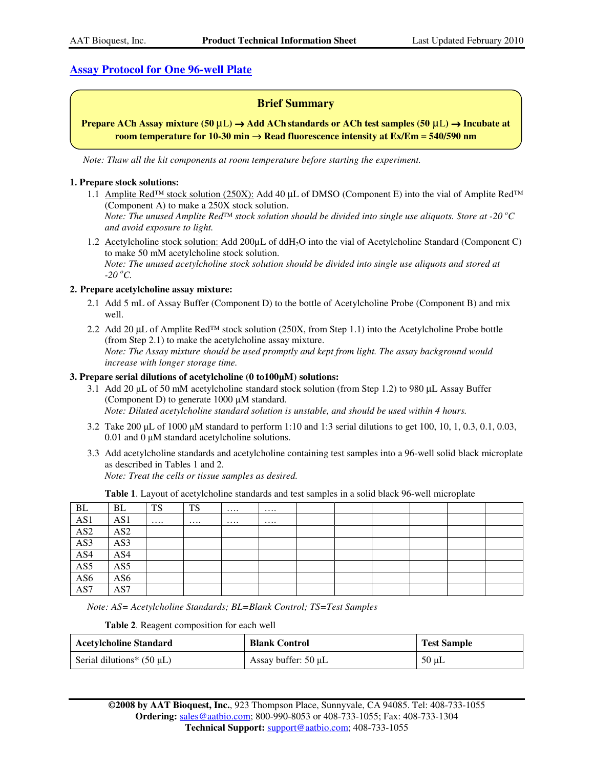## Assay Protocol for One 96-well Plate

**Brief Summary**

**Prepare ACh Assay mixture (50 µL) → Add ACh standards or ACh test samples (50 µL) → Incubate at room temperature for 10-30 min → Read fluorescence intensity at Ex/Em = 540/590 nm**

*Note: Thaw all the kit components at room temperature before starting the experiment.*

### 1. Prepare stock solutions:

1.1 Amplite Red™ stock solution (250X): Add 40 µL of DMSO (Component E) into the vial of Amplite Red™ (Component A) to make a 250X stock solution.
*Note: The unused Amplite Red™ stock solution should be divided into single use aliquots. Store at -20 °C and avoid exposure to light.*

1.2 Acetylcholine stock solution: Add 200µL of $ddH_2O$ into the vial of Acetylcholine Standard (Component C) to make 50 mM acetylcholine stock solution.
*Note: The unused acetylcholine stock solution should be divided into single use aliquots and stored at -20 °C.*

### 2. Prepare acetylcholine assay mixture:

2.1 Add 5 mL of Assay Buffer (Component D) to the bottle of Acetylcholine Probe (Component B) and mix well.

2.2 Add 20 µL of Amplite Red™ stock solution (250X, from Step 1.1) into the Acetylcholine Probe bottle (from Step 2.1) to make the acetylcholine assay mixture.
*Note: The Assay mixture should be used promptly and kept from light. The assay background would increase with longer storage time.*

### 3. Prepare serial dilutions of acetylcholine (0 to100µM) solutions:

3.1 Add 20 µL of 50 mM acetylcholine standard stock solution (from Step 1.2) to 980 µL Assay Buffer (Component D) to generate 1000 µM standard.
*Note: Diluted acetylcholine standard solution is unstable, and should be used within 4 hours.*

3.2 Take 200 µL of 1000 µM standard to perform 1:10 and 1:3 serial dilutions to get 100, 10, 1, 0.3, 0.1, 0.03, 0.01 and 0 µM standard acetylcholine solutions.

3.3 Add acetylcholine standards and acetylcholine containing test samples into a 96-well solid black microplate as described in Tables 1 and 2.
*Note: Treat the cells or tissue samples as desired.*

**Table 1**. Layout of acetylcholine standards and test samples in a solid black 96-well microplate

| | | | | | | | | | | | |
|---|---|---|---|---|---|---|---|---|---|---|---|
| BL | BL | TS | TS | …. | …. | | | | | | |
| AS1 | AS1 | …. | …. | …. | …. | | | | | | |
| AS2 | AS2 | | | | | | | | | | |
| AS3 | AS3 | | | | | | | | | | |
| AS4 | AS4 | | | | | | | | | | |
| AS5 | AS5 | | | | | | | | | | |
| AS6 | AS6 | | | | | | | | | | |
| AS7 | AS7 | | | | | | | | | | |

*Note: AS= Acetylcholine Standards; BL=Blank Control; TS=Test Samples*

**Table 2**. Reagent composition for each well

| Acetylcholine Standard | Blank Control | Test Sample |
|---|---|---|
| Serial dilutions* (50 µL) | Assay buffer: 50 µL | 50 µL |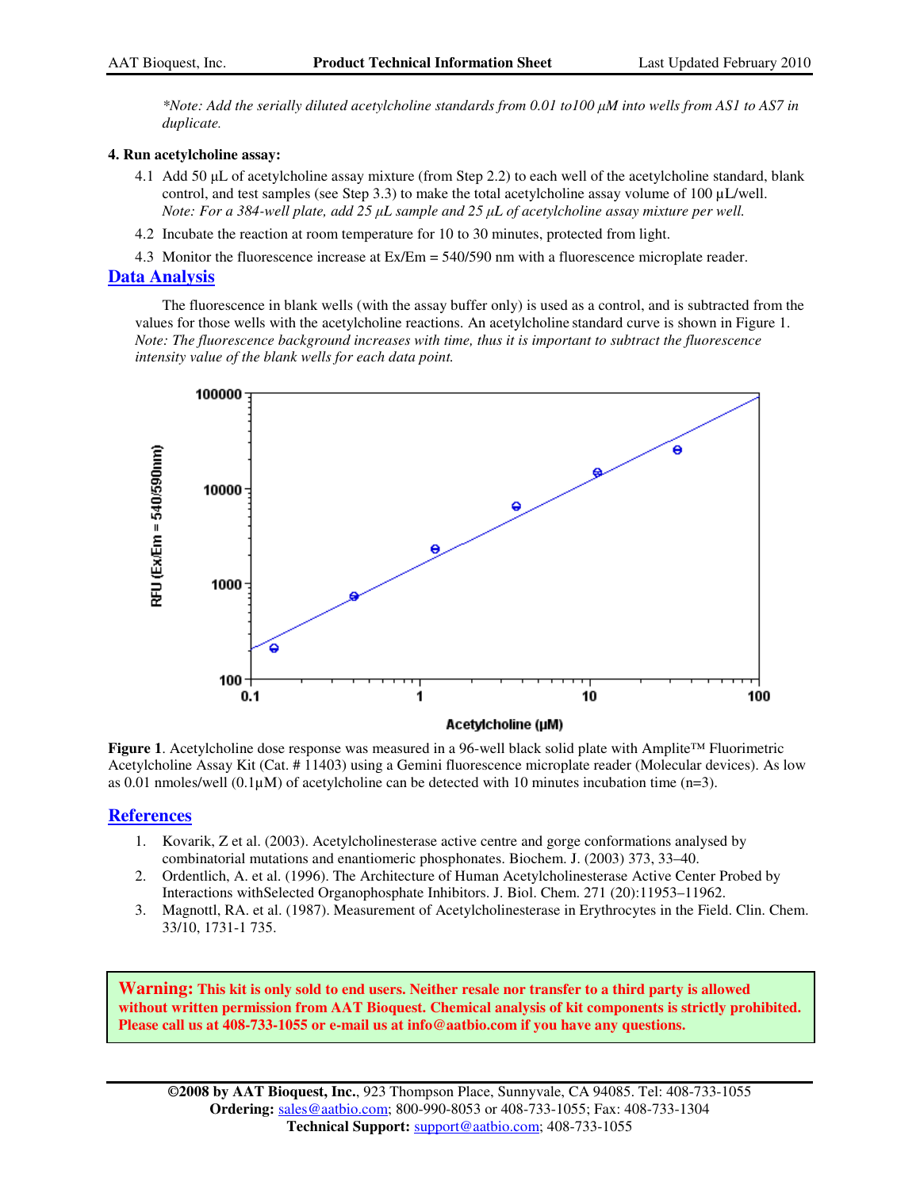*\*Note: Add the serially diluted acetylcholine standards from 0.01 to100 µM into wells from AS1 to AS7 in duplicate.*

**4. Run acetylcholine assay:**

4.1 Add 50 µL of acetylcholine assay mixture (from Step 2.2) to each well of the acetylcholine standard, blank control, and test samples (see Step 3.3) to make the total acetylcholine assay volume of 100 µL/well.
*Note: For a 384-well plate, add 25 µL sample and 25 µL of acetylcholine assay mixture per well.*

4.2 Incubate the reaction at room temperature for 10 to 30 minutes, protected from light.

4.3 Monitor the fluorescence increase at Ex/Em = 540/590 nm with a fluorescence microplate reader.

## Data Analysis

The fluorescence in blank wells (with the assay buffer only) is used as a control, and is subtracted from the values for those wells with the acetylcholine reactions. An acetylcholine standard curve is shown in Figure 1. *Note: The fluorescence background increases with time, thus it is important to subtract the fluorescence intensity value of the blank wells for each data point.*

RFU (Ex/Em = 540/590nm)
100000
10000
1000
100
0.1
1
10
100
Acetylcholine (µM)

**Figure 1**. Acetylcholine dose response was measured in a 96-well black solid plate with Amplite™ Fluorimetric Acetylcholine Assay Kit (Cat. # 11403) using a Gemini fluorescence microplate reader (Molecular devices). As low as 0.01 nmoles/well (0.1µM) of acetylcholine can be detected with 10 minutes incubation time (n=3).

## References

1. Kovarik, Z et al. (2003). Acetylcholinesterase active centre and gorge conformations analysed by combinatorial mutations and enantiomeric phosphonates. Biochem. J. (2003) 373, 33–40.
2. Ordentlich, A. et al. (1996). The Architecture of Human Acetylcholinesterase Active Center Probed by Interactions withSelected Organophosphate Inhibitors. J. Biol. Chem. 271 (20):11953–11962.
3. Magnottl, RA. et al. (1987). Measurement of Acetylcholinesterase in Erythrocytes in the Field. Clin. Chem. 33/10, 1731-1 735.

**Warning: This kit is only sold to end users. Neither resale nor transfer to a third party is allowed without written permission from AAT Bioquest. Chemical analysis of kit components is strictly prohibited. Please call us at 408-733-1055 or e-mail us at info@aatbio.com if you have any questions.**

**©2008 by AAT Bioquest, Inc.**, 923 Thompson Place, Sunnyvale, CA 94085. Tel: 408-733-1055
**Ordering:** sales@aatbio.com; 800-990-8053 or 408-733-1055; Fax: 408-733-1304
**Technical Support:** support@aatbio.com; 408-733-1055